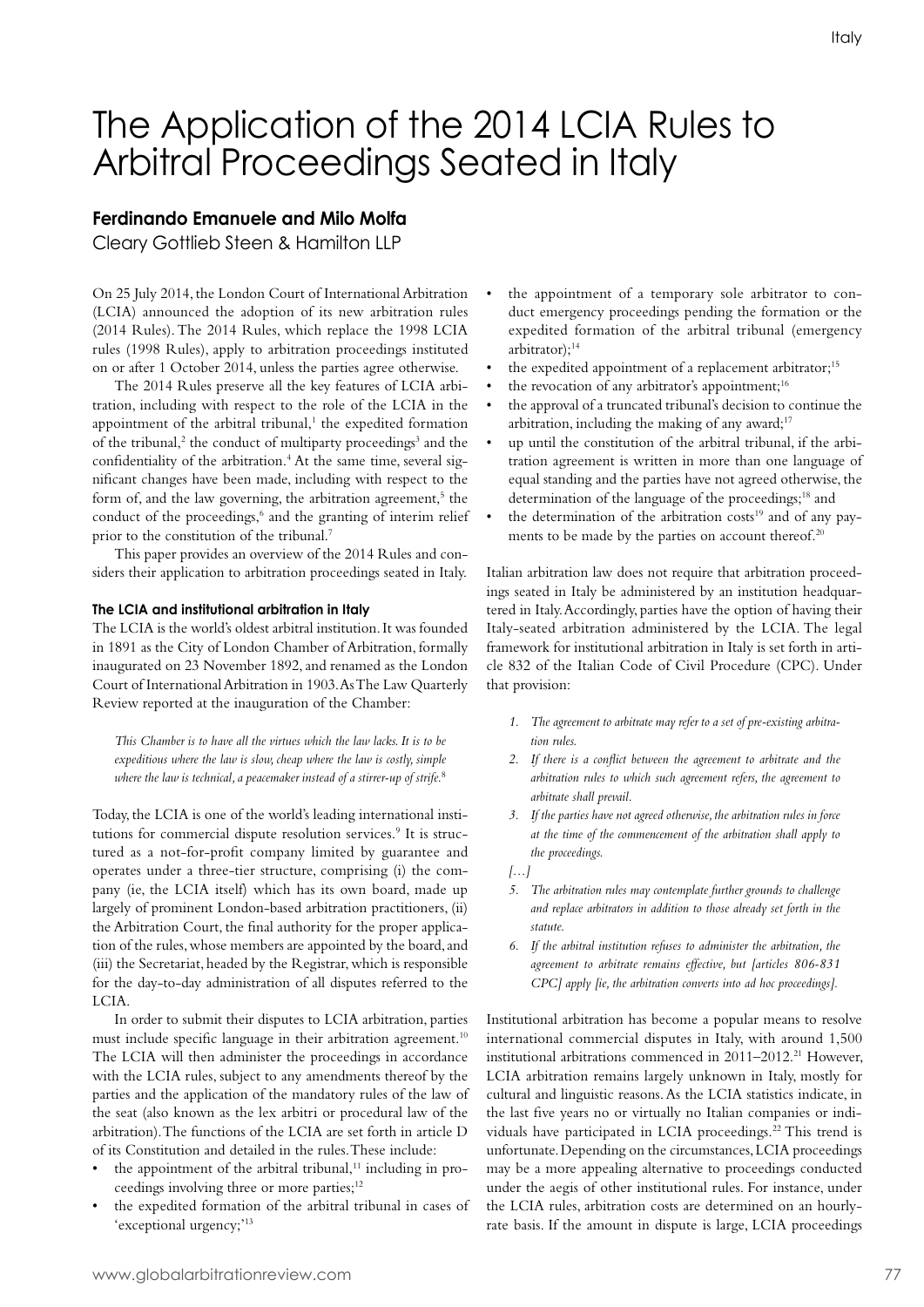# The Application of the 2014 LCIA Rules to Arbitral Proceedings Seated in Italy

**Ferdinando Emanuele and Milo Molfa**

Cleary Gottlieb Steen & Hamilton LLP

On 25 July 2014, the London Court of International Arbitration (LCIA) announced the adoption of its new arbitration rules (2014 Rules). The 2014 Rules, which replace the 1998 LCIA rules (1998 Rules), apply to arbitration proceedings instituted on or after 1 October 2014, unless the parties agree otherwise.

The 2014 Rules preserve all the key features of LCIA arbitration, including with respect to the role of the LCIA in the appointment of the arbitral tribunal,[1] the expedited formation of the tribunal,[2] the conduct of multiparty proceedings[3] and the confidentiality of the arbitration.[4] At the same time, several significant changes have been made, including with respect to the form of, and the law governing, the arbitration agreement,[5] the conduct of the proceedings,[6] and the granting of interim relief prior to the constitution of the tribunal.[7]

This paper provides an overview of the 2014 Rules and considers their application to arbitration proceedings seated in Italy.

#### The LCIA and institutional arbitration in Italy

The LCIA is the world's oldest arbitral institution. It was founded in 1891 as the City of London Chamber of Arbitration, formally inaugurated on 23 November 1892, and renamed as the London Court of International Arbitration in 1903. As The Law Quarterly Review reported at the inauguration of the Chamber:

> *This Chamber is to have all the virtues which the law lacks. It is to be expeditious where the law is slow, cheap where the law is costly, simple where the law is technical, a peacemaker instead of a stirrer-up of strife.*[8]

Today, the LCIA is one of the world's leading international institutions for commercial dispute resolution services.[9] It is structured as a not-for-profit company limited by guarantee and operates under a three-tier structure, comprising (i) the company (ie, the LCIA itself) which has its own board, made up largely of prominent London-based arbitration practitioners, (ii) the Arbitration Court, the final authority for the proper application of the rules, whose members are appointed by the board, and (iii) the Secretariat, headed by the Registrar, which is responsible for the day-to-day administration of all disputes referred to the LCIA.

In order to submit their disputes to LCIA arbitration, parties must include specific language in their arbitration agreement.[10] The LCIA will then administer the proceedings in accordance with the LCIA rules, subject to any amendments thereof by the parties and the application of the mandatory rules of the law of the seat (also known as the lex arbitri or procedural law of the arbitration). The functions of the LCIA are set forth in article D of its Constitution and detailed in the rules. These include:

- the appointment of the arbitral tribunal,[11] including in proceedings involving three or more parties;[12]
- the expedited formation of the arbitral tribunal in cases of 'exceptional urgency;'[13]
- the appointment of a temporary sole arbitrator to conduct emergency proceedings pending the formation or the expedited formation of the arbitral tribunal (emergency arbitrator);[14]
- the expedited appointment of a replacement arbitrator;[15]
- the revocation of any arbitrator's appointment;[16]
- the approval of a truncated tribunal's decision to continue the arbitration, including the making of any award;[17]
- up until the constitution of the arbitral tribunal, if the arbitration agreement is written in more than one language of equal standing and the parties have not agreed otherwise, the determination of the language of the proceedings;[18] and
- the determination of the arbitration costs[19] and of any payments to be made by the parties on account thereof.[20]

Italian arbitration law does not require that arbitration proceedings seated in Italy be administered by an institution headquartered in Italy. Accordingly, parties have the option of having their Italy-seated arbitration administered by the LCIA. The legal framework for institutional arbitration in Italy is set forth in article 832 of the Italian Code of Civil Procedure (CPC). Under that provision:

> 1. *The agreement to arbitrate may refer to a set of pre-existing arbitration rules.*
> 2. *If there is a conflict between the agreement to arbitrate and the arbitration rules to which such agreement refers, the agreement to arbitrate shall prevail.*
> 3. *If the parties have not agreed otherwise, the arbitration rules in force at the time of the commencement of the arbitration shall apply to the proceedings.*
>
> *[…]*
>
> 5. *The arbitration rules may contemplate further grounds to challenge and replace arbitrators in addition to those already set forth in the statute.*
> 6. *If the arbitral institution refuses to administer the arbitration, the agreement to arbitrate remains effective, but [articles 806-831 CPC] apply [ie, the arbitration converts into ad hoc proceedings].*

Institutional arbitration has become a popular means to resolve international commercial disputes in Italy, with around 1,500 institutional arbitrations commenced in 2011–2012.[21] However, LCIA arbitration remains largely unknown in Italy, mostly for cultural and linguistic reasons. As the LCIA statistics indicate, in the last five years no or virtually no Italian companies or individuals have participated in LCIA proceedings.[22] This trend is unfortunate. Depending on the circumstances, LCIA proceedings may be a more appealing alternative to proceedings conducted under the aegis of other institutional rules. For instance, under the LCIA rules, arbitration costs are determined on an hourly-rate basis. If the amount in dispute is large, LCIA proceedings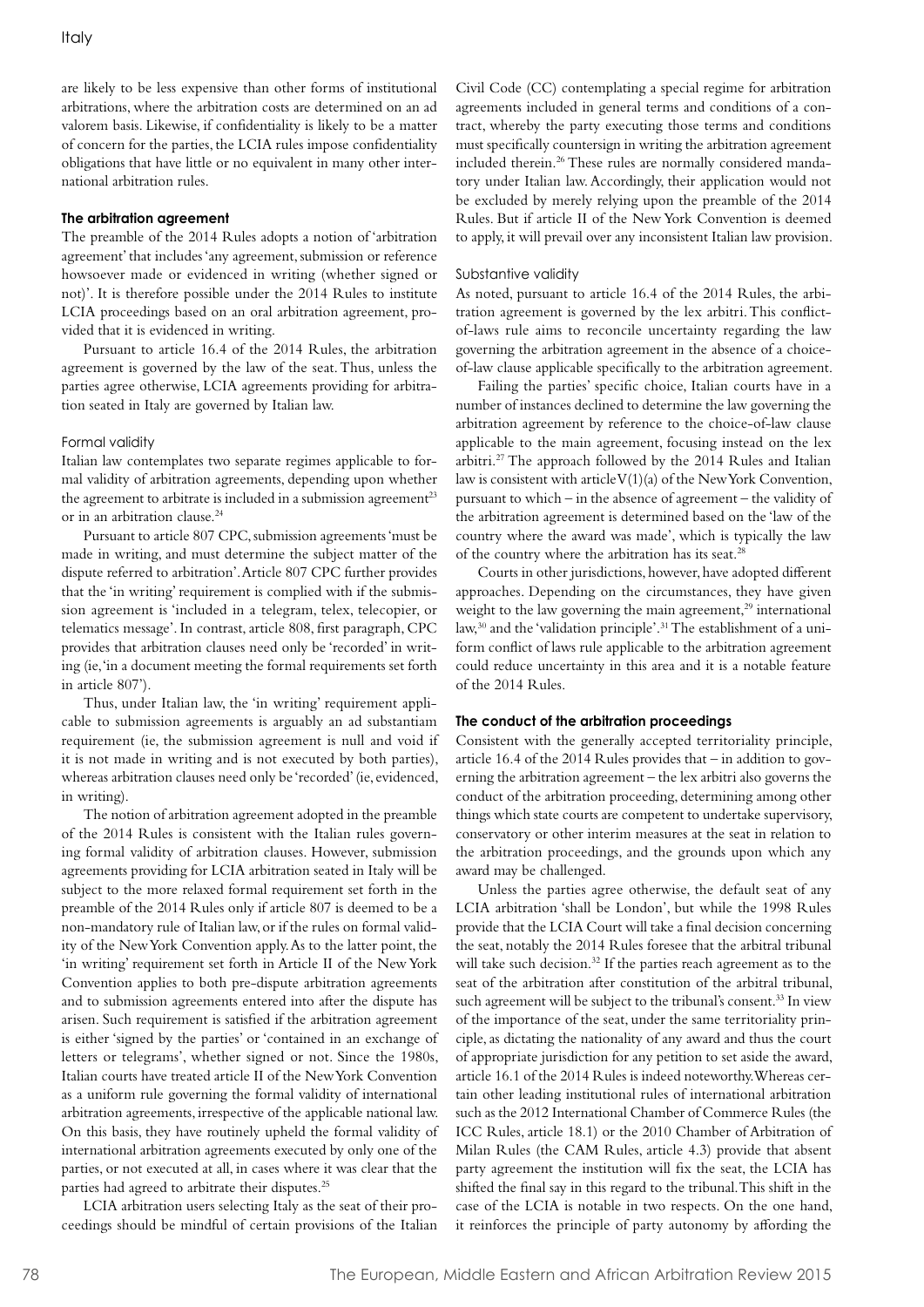are likely to be less expensive than other forms of institutional arbitrations, where the arbitration costs are determined on an ad valorem basis. Likewise, if confidentiality is likely to be a matter of concern for the parties, the LCIA rules impose confidentiality obligations that have little or no equivalent in many other international arbitration rules.

## The arbitration agreement

The preamble of the 2014 Rules adopts a notion of 'arbitration agreement' that includes 'any agreement, submission or reference howsoever made or evidenced in writing (whether signed or not)'. It is therefore possible under the 2014 Rules to institute LCIA proceedings based on an oral arbitration agreement, provided that it is evidenced in writing.

Pursuant to article 16.4 of the 2014 Rules, the arbitration agreement is governed by the law of the seat. Thus, unless the parties agree otherwise, LCIA agreements providing for arbitration seated in Italy are governed by Italian law.

### Formal validity

Italian law contemplates two separate regimes applicable to formal validity of arbitration agreements, depending upon whether the agreement to arbitrate is included in a submission agreement[23] or in an arbitration clause.[24]

Pursuant to article 807 CPC, submission agreements 'must be made in writing, and must determine the subject matter of the dispute referred to arbitration'. Article 807 CPC further provides that the 'in writing' requirement is complied with if the submission agreement is 'included in a telegram, telex, telecopier, or telematics message'. In contrast, article 808, first paragraph, CPC provides that arbitration clauses need only be 'recorded' in writing (ie, 'in a document meeting the formal requirements set forth in article 807').

Thus, under Italian law, the 'in writing' requirement applicable to submission agreements is arguably an ad substantiam requirement (ie, the submission agreement is null and void if it is not made in writing and is not executed by both parties), whereas arbitration clauses need only be 'recorded' (ie, evidenced, in writing).

The notion of arbitration agreement adopted in the preamble of the 2014 Rules is consistent with the Italian rules governing formal validity of arbitration clauses. However, submission agreements providing for LCIA arbitration seated in Italy will be subject to the more relaxed formal requirement set forth in the preamble of the 2014 Rules only if article 807 is deemed to be a non-mandatory rule of Italian law, or if the rules on formal validity of the New York Convention apply. As to the latter point, the 'in writing' requirement set forth in Article II of the New York Convention applies to both pre-dispute arbitration agreements and to submission agreements entered into after the dispute has arisen. Such requirement is satisfied if the arbitration agreement is either 'signed by the parties' or 'contained in an exchange of letters or telegrams', whether signed or not. Since the 1980s, Italian courts have treated article II of the New York Convention as a uniform rule governing the formal validity of international arbitration agreements, irrespective of the applicable national law. On this basis, they have routinely upheld the formal validity of international arbitration agreements executed by only one of the parties, or not executed at all, in cases where it was clear that the parties had agreed to arbitrate their disputes.[25]

LCIA arbitration users selecting Italy as the seat of their proceedings should be mindful of certain provisions of the Italian Civil Code (CC) contemplating a special regime for arbitration agreements included in general terms and conditions of a contract, whereby the party executing those terms and conditions must specifically countersign in writing the arbitration agreement included therein.[26] These rules are normally considered mandatory under Italian law. Accordingly, their application would not be excluded by merely relying upon the preamble of the 2014 Rules. But if article II of the New York Convention is deemed to apply, it will prevail over any inconsistent Italian law provision.

### Substantive validity

As noted, pursuant to article 16.4 of the 2014 Rules, the arbitration agreement is governed by the lex arbitri. This conflict-of-laws rule aims to reconcile uncertainty regarding the law governing the arbitration agreement in the absence of a choice-of-law clause applicable specifically to the arbitration agreement.

Failing the parties' specific choice, Italian courts have in a number of instances declined to determine the law governing the arbitration agreement by reference to the choice-of-law clause applicable to the main agreement, focusing instead on the lex arbitri.[27] The approach followed by the 2014 Rules and Italian law is consistent with article V(1)(a) of the New York Convention, pursuant to which – in the absence of agreement – the validity of the arbitration agreement is determined based on the 'law of the country where the award was made', which is typically the law of the country where the arbitration has its seat.[28]

Courts in other jurisdictions, however, have adopted different approaches. Depending on the circumstances, they have given weight to the law governing the main agreement,[29] international law,[30] and the 'validation principle'.[31] The establishment of a uniform conflict of laws rule applicable to the arbitration agreement could reduce uncertainty in this area and it is a notable feature of the 2014 Rules.

## The conduct of the arbitration proceedings

Consistent with the generally accepted territoriality principle, article 16.4 of the 2014 Rules provides that – in addition to governing the arbitration agreement – the lex arbitri also governs the conduct of the arbitration proceeding, determining among other things which state courts are competent to undertake supervisory, conservatory or other interim measures at the seat in relation to the arbitration proceedings, and the grounds upon which any award may be challenged.

Unless the parties agree otherwise, the default seat of any LCIA arbitration 'shall be London', but while the 1998 Rules provide that the LCIA Court will take a final decision concerning the seat, notably the 2014 Rules foresee that the arbitral tribunal will take such decision.[32] If the parties reach agreement as to the seat of the arbitration after constitution of the arbitral tribunal, such agreement will be subject to the tribunal's consent.[33] In view of the importance of the seat, under the same territoriality principle, as dictating the nationality of any award and thus the court of appropriate jurisdiction for any petition to set aside the award, article 16.1 of the 2014 Rules is indeed noteworthy. Whereas certain other leading institutional rules of international arbitration such as the 2012 International Chamber of Commerce Rules (the ICC Rules, article 18.1) or the 2010 Chamber of Arbitration of Milan Rules (the CAM Rules, article 4.3) provide that absent party agreement the institution will fix the seat, the LCIA has shifted the final say in this regard to the tribunal. This shift in the case of the LCIA is notable in two respects. On the one hand, it reinforces the principle of party autonomy by affording the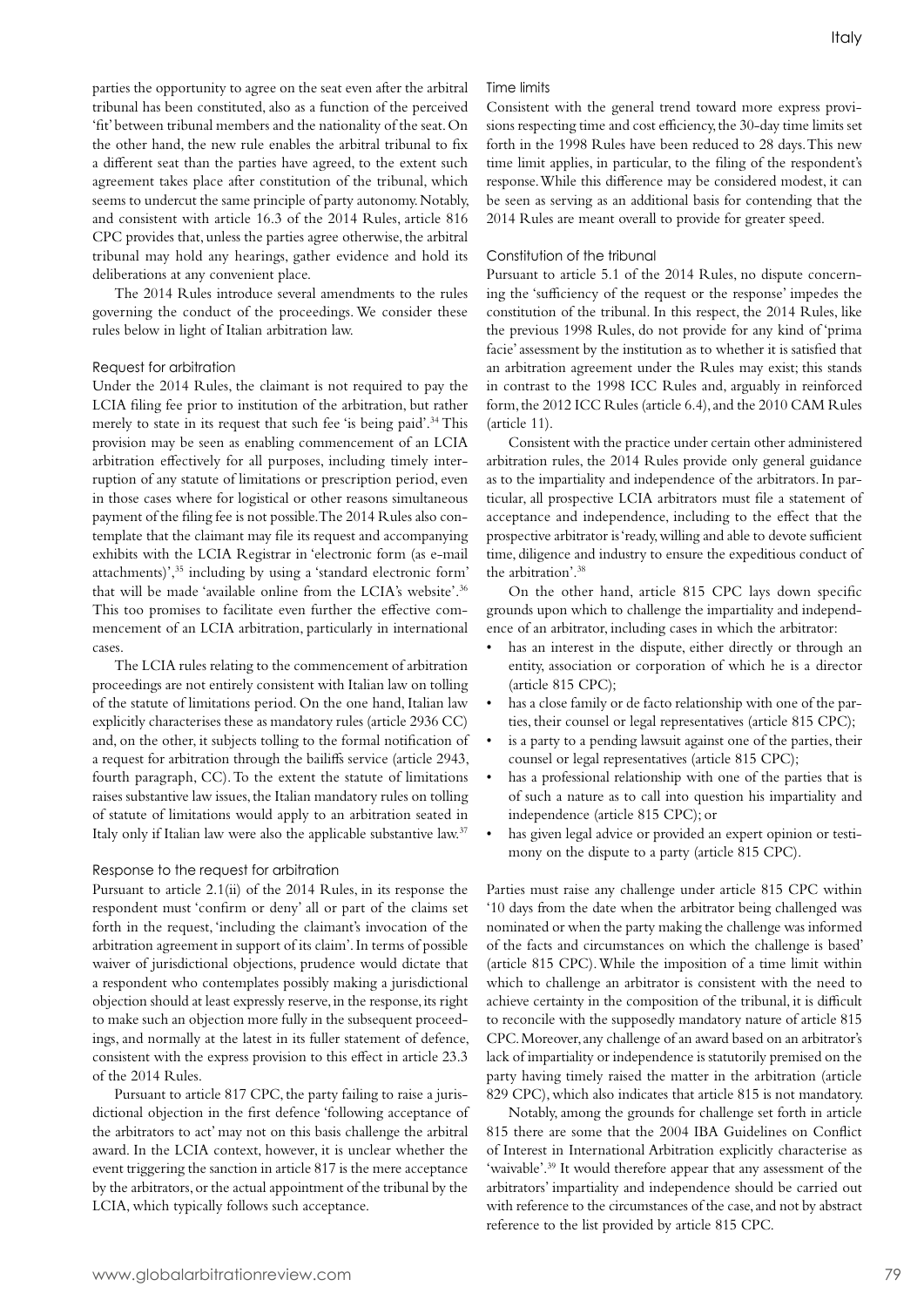parties the opportunity to agree on the seat even after the arbitral tribunal has been constituted, also as a function of the perceived 'fit' between tribunal members and the nationality of the seat. On the other hand, the new rule enables the arbitral tribunal to fix a different seat than the parties have agreed, to the extent such agreement takes place after constitution of the tribunal, which seems to undercut the same principle of party autonomy. Notably, and consistent with article 16.3 of the 2014 Rules, article 816 CPC provides that, unless the parties agree otherwise, the arbitral tribunal may hold any hearings, gather evidence and hold its deliberations at any convenient place.

The 2014 Rules introduce several amendments to the rules governing the conduct of the proceedings. We consider these rules below in light of Italian arbitration law.

### Request for arbitration

Under the 2014 Rules, the claimant is not required to pay the LCIA filing fee prior to institution of the arbitration, but rather merely to state in its request that such fee 'is being paid'.[34] This provision may be seen as enabling commencement of an LCIA arbitration effectively for all purposes, including timely interruption of any statute of limitations or prescription period, even in those cases where for logistical or other reasons simultaneous payment of the filing fee is not possible. The 2014 Rules also contemplate that the claimant may file its request and accompanying exhibits with the LCIA Registrar in 'electronic form (as e-mail attachments)',[35] including by using a 'standard electronic form' that will be made 'available online from the LCIA's website'.[36] This too promises to facilitate even further the effective commencement of an LCIA arbitration, particularly in international cases.

The LCIA rules relating to the commencement of arbitration proceedings are not entirely consistent with Italian law on tolling of the statute of limitations period. On the one hand, Italian law explicitly characterises these as mandatory rules (article 2936 CC) and, on the other, it subjects tolling to the formal notification of a request for arbitration through the bailiffs service (article 2943, fourth paragraph, CC). To the extent the statute of limitations raises substantive law issues, the Italian mandatory rules on tolling of statute of limitations would apply to an arbitration seated in Italy only if Italian law were also the applicable substantive law.[37]

### Response to the request for arbitration

Pursuant to article 2.1(ii) of the 2014 Rules, in its response the respondent must 'confirm or deny' all or part of the claims set forth in the request, 'including the claimant's invocation of the arbitration agreement in support of its claim'. In terms of possible waiver of jurisdictional objections, prudence would dictate that a respondent who contemplates possibly making a jurisdictional objection should at least expressly reserve, in the response, its right to make such an objection more fully in the subsequent proceedings, and normally at the latest in its fuller statement of defence, consistent with the express provision to this effect in article 23.3 of the 2014 Rules.

Pursuant to article 817 CPC, the party failing to raise a jurisdictional objection in the first defence 'following acceptance of the arbitrators to act' may not on this basis challenge the arbitral award. In the LCIA context, however, it is unclear whether the event triggering the sanction in article 817 is the mere acceptance by the arbitrators, or the actual appointment of the tribunal by the LCIA, which typically follows such acceptance.

### Time limits

Consistent with the general trend toward more express provisions respecting time and cost efficiency, the 30-day time limits set forth in the 1998 Rules have been reduced to 28 days. This new time limit applies, in particular, to the filing of the respondent's response. While this difference may be considered modest, it can be seen as serving as an additional basis for contending that the 2014 Rules are meant overall to provide for greater speed.

### Constitution of the tribunal

Pursuant to article 5.1 of the 2014 Rules, no dispute concerning the 'sufficiency of the request or the response' impedes the constitution of the tribunal. In this respect, the 2014 Rules, like the previous 1998 Rules, do not provide for any kind of 'prima facie' assessment by the institution as to whether it is satisfied that an arbitration agreement under the Rules may exist; this stands in contrast to the 1998 ICC Rules and, arguably in reinforced form, the 2012 ICC Rules (article 6.4), and the 2010 CAM Rules (article 11).

Consistent with the practice under certain other administered arbitration rules, the 2014 Rules provide only general guidance as to the impartiality and independence of the arbitrators. In particular, all prospective LCIA arbitrators must file a statement of acceptance and independence, including to the effect that the prospective arbitrator is 'ready, willing and able to devote sufficient time, diligence and industry to ensure the expeditious conduct of the arbitration'.[38]

On the other hand, article 815 CPC lays down specific grounds upon which to challenge the impartiality and independence of an arbitrator, including cases in which the arbitrator:

- has an interest in the dispute, either directly or through an entity, association or corporation of which he is a director (article 815 CPC);
- has a close family or de facto relationship with one of the parties, their counsel or legal representatives (article 815 CPC);
- is a party to a pending lawsuit against one of the parties, their counsel or legal representatives (article 815 CPC);
- has a professional relationship with one of the parties that is of such a nature as to call into question his impartiality and independence (article 815 CPC); or
- has given legal advice or provided an expert opinion or testimony on the dispute to a party (article 815 CPC).

Parties must raise any challenge under article 815 CPC within '10 days from the date when the arbitrator being challenged was nominated or when the party making the challenge was informed of the facts and circumstances on which the challenge is based' (article 815 CPC). While the imposition of a time limit within which to challenge an arbitrator is consistent with the need to achieve certainty in the composition of the tribunal, it is difficult to reconcile with the supposedly mandatory nature of article 815 CPC. Moreover, any challenge of an award based on an arbitrator's lack of impartiality or independence is statutorily premised on the party having timely raised the matter in the arbitration (article 829 CPC), which also indicates that article 815 is not mandatory.

Notably, among the grounds for challenge set forth in article 815 there are some that the 2004 IBA Guidelines on Conflict of Interest in International Arbitration explicitly characterise as 'waivable'.[39] It would therefore appear that any assessment of the arbitrators' impartiality and independence should be carried out with reference to the circumstances of the case, and not by abstract reference to the list provided by article 815 CPC.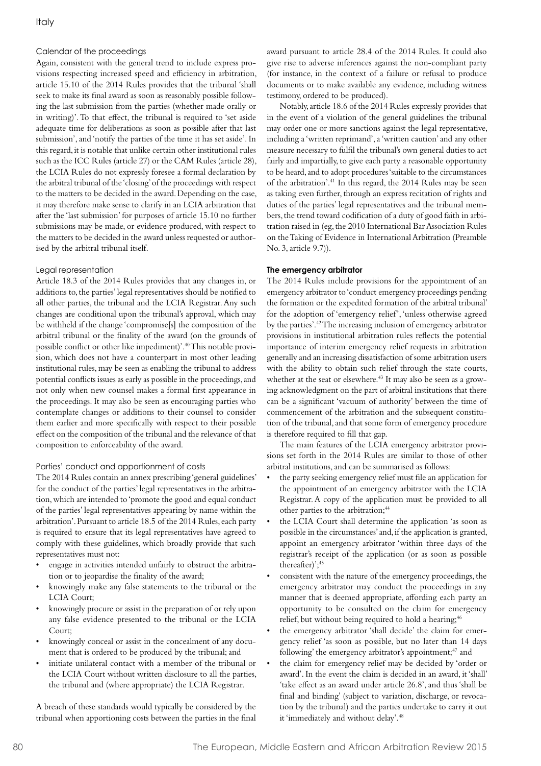#### Calendar of the proceedings

Again, consistent with the general trend to include express provisions respecting increased speed and efficiency in arbitration, article 15.10 of the 2014 Rules provides that the tribunal 'shall seek to make its final award as soon as reasonably possible following the last submission from the parties (whether made orally or in writing)'. To that effect, the tribunal is required to 'set aside adequate time for deliberations as soon as possible after that last submission', and 'notify the parties of the time it has set aside'. In this regard, it is notable that unlike certain other institutional rules such as the ICC Rules (article 27) or the CAM Rules (article 28), the LCIA Rules do not expressly foresee a formal declaration by the arbitral tribunal of the 'closing' of the proceedings with respect to the matters to be decided in the award. Depending on the case, it may therefore make sense to clarify in an LCIA arbitration that after the 'last submission' for purposes of article 15.10 no further submissions may be made, or evidence produced, with respect to the matters to be decided in the award unless requested or authorised by the arbitral tribunal itself.

#### Legal representation

Article 18.3 of the 2014 Rules provides that any changes in, or additions to, the parties' legal representatives should be notified to all other parties, the tribunal and the LCIA Registrar. Any such changes are conditional upon the tribunal's approval, which may be withheld if the change 'compromise[s] the composition of the arbitral tribunal or the finality of the award (on the grounds of possible conflict or other like impediment)'.[40] This notable provision, which does not have a counterpart in most other leading institutional rules, may be seen as enabling the tribunal to address potential conflicts issues as early as possible in the proceedings, and not only when new counsel makes a formal first appearance in the proceedings. It may also be seen as encouraging parties who contemplate changes or additions to their counsel to consider them earlier and more specifically with respect to their possible effect on the composition of the tribunal and the relevance of that composition to enforceability of the award.

#### Parties' conduct and apportionment of costs

The 2014 Rules contain an annex prescribing 'general guidelines' for the conduct of the parties' legal representatives in the arbitration, which are intended to 'promote the good and equal conduct of the parties' legal representatives appearing by name within the arbitration'. Pursuant to article 18.5 of the 2014 Rules, each party is required to ensure that its legal representatives have agreed to comply with these guidelines, which broadly provide that such representatives must not:

- engage in activities intended unfairly to obstruct the arbitration or to jeopardise the finality of the award;
- knowingly make any false statements to the tribunal or the LCIA Court;
- knowingly procure or assist in the preparation of or rely upon any false evidence presented to the tribunal or the LCIA Court;
- knowingly conceal or assist in the concealment of any document that is ordered to be produced by the tribunal; and
- initiate unilateral contact with a member of the tribunal or the LCIA Court without written disclosure to all the parties, the tribunal and (where appropriate) the LCIA Registrar.

A breach of these standards would typically be considered by the tribunal when apportioning costs between the parties in the final award pursuant to article 28.4 of the 2014 Rules. It could also give rise to adverse inferences against the non-compliant party (for instance, in the context of a failure or refusal to produce documents or to make available any evidence, including witness testimony, ordered to be produced).

Notably, article 18.6 of the 2014 Rules expressly provides that in the event of a violation of the general guidelines the tribunal may order one or more sanctions against the legal representative, including a 'written reprimand', a 'written caution' and any other measure necessary to fulfil the tribunal's own general duties to act fairly and impartially, to give each party a reasonable opportunity to be heard, and to adopt procedures 'suitable to the circumstances of the arbitration'.[41] In this regard, the 2014 Rules may be seen as taking even further, through an express recitation of rights and duties of the parties' legal representatives and the tribunal members, the trend toward codification of a duty of good faith in arbitration raised in (eg, the 2010 International Bar Association Rules on the Taking of Evidence in International Arbitration (Preamble No. 3, article 9.7)).

### The emergency arbitrator

The 2014 Rules include provisions for the appointment of an emergency arbitrator to 'conduct emergency proceedings pending the formation or the expedited formation of the arbitral tribunal' for the adoption of 'emergency relief', 'unless otherwise agreed by the parties'.[42] The increasing inclusion of emergency arbitrator provisions in institutional arbitration rules reflects the potential importance of interim emergency relief requests in arbitration generally and an increasing dissatisfaction of some arbitration users with the ability to obtain such relief through the state courts, whether at the seat or elsewhere.[43] It may also be seen as a growing acknowledgment on the part of arbitral institutions that there can be a significant 'vacuum of authority' between the time of commencement of the arbitration and the subsequent constitution of the tribunal, and that some form of emergency procedure is therefore required to fill that gap.

The main features of the LCIA emergency arbitrator provisions set forth in the 2014 Rules are similar to those of other arbitral institutions, and can be summarised as follows:

- the party seeking emergency relief must file an application for the appointment of an emergency arbitrator with the LCIA Registrar. A copy of the application must be provided to all other parties to the arbitration;[44]
- the LCIA Court shall determine the application 'as soon as possible in the circumstances' and, if the application is granted, appoint an emergency arbitrator 'within three days of the registrar's receipt of the application (or as soon as possible thereafter)';[45]
- consistent with the nature of the emergency proceedings, the emergency arbitrator may conduct the proceedings in any manner that is deemed appropriate, affording each party an opportunity to be consulted on the claim for emergency relief, but without being required to hold a hearing;[46]
- the emergency arbitrator 'shall decide' the claim for emergency relief 'as soon as possible, but no later than 14 days following' the emergency arbitrator's appointment;[47] and
- the claim for emergency relief may be decided by 'order or award'. In the event the claim is decided in an award, it 'shall' 'take effect as an award under article 26.8', and thus 'shall be final and binding' (subject to variation, discharge, or revocation by the tribunal) and the parties undertake to carry it out it 'immediately and without delay'.[48]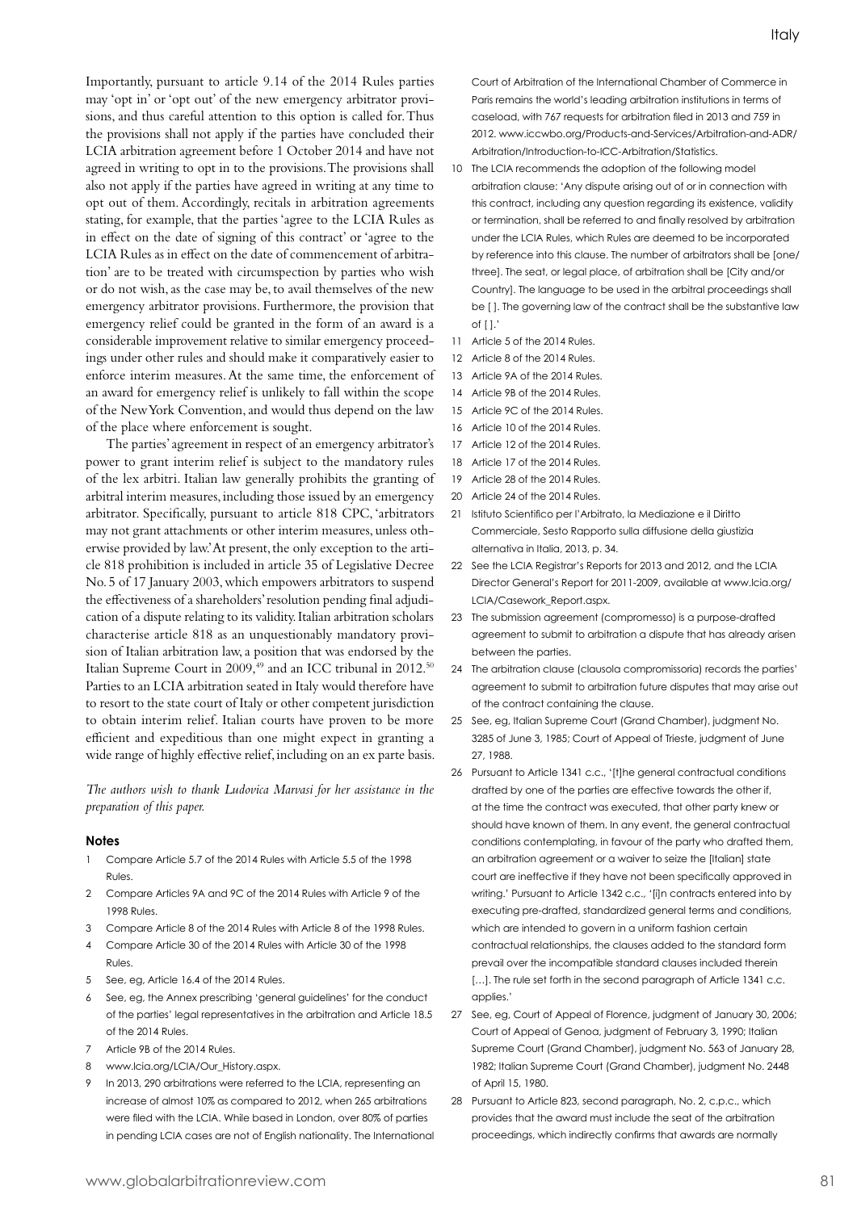Importantly, pursuant to article 9.14 of the 2014 Rules parties may 'opt in' or 'opt out' of the new emergency arbitrator provisions, and thus careful attention to this option is called for. Thus the provisions shall not apply if the parties have concluded their LCIA arbitration agreement before 1 October 2014 and have not agreed in writing to opt in to the provisions. The provisions shall also not apply if the parties have agreed in writing at any time to opt out of them. Accordingly, recitals in arbitration agreements stating, for example, that the parties 'agree to the LCIA Rules as in effect on the date of signing of this contract' or 'agree to the LCIA Rules as in effect on the date of commencement of arbitration' are to be treated with circumspection by parties who wish or do not wish, as the case may be, to avail themselves of the new emergency arbitrator provisions. Furthermore, the provision that emergency relief could be granted in the form of an award is a considerable improvement relative to similar emergency proceedings under other rules and should make it comparatively easier to enforce interim measures. At the same time, the enforcement of an award for emergency relief is unlikely to fall within the scope of the New York Convention, and would thus depend on the law of the place where enforcement is sought.

The parties' agreement in respect of an emergency arbitrator's power to grant interim relief is subject to the mandatory rules of the lex arbitri. Italian law generally prohibits the granting of arbitral interim measures, including those issued by an emergency arbitrator. Specifically, pursuant to article 818 CPC, 'arbitrators may not grant attachments or other interim measures, unless otherwise provided by law.' At present, the only exception to the article 818 prohibition is included in article 35 of Legislative Decree No. 5 of 17 January 2003, which empowers arbitrators to suspend the effectiveness of a shareholders' resolution pending final adjudication of a dispute relating to its validity. Italian arbitration scholars characterise article 818 as an unquestionably mandatory provision of Italian arbitration law, a position that was endorsed by the Italian Supreme Court in 2009,[49] and an ICC tribunal in 2012.[50] Parties to an LCIA arbitration seated in Italy would therefore have to resort to the state court of Italy or other competent jurisdiction to obtain interim relief. Italian courts have proven to be more efficient and expeditious than one might expect in granting a wide range of highly effective relief, including on an ex parte basis.

*The authors wish to thank Ludovica Marvasi for her assistance in the preparation of this paper.*

### Notes

1. Compare Article 5.7 of the 2014 Rules with Article 5.5 of the 1998 Rules.
2. Compare Articles 9A and 9C of the 2014 Rules with Article 9 of the 1998 Rules.
3. Compare Article 8 of the 2014 Rules with Article 8 of the 1998 Rules.
4. Compare Article 30 of the 2014 Rules with Article 30 of the 1998 Rules.
5. See, eg, Article 16.4 of the 2014 Rules.
6. See, eg, the Annex prescribing 'general guidelines' for the conduct of the parties' legal representatives in the arbitration and Article 18.5 of the 2014 Rules.
7. Article 9B of the 2014 Rules.
8. www.lcia.org/LCIA/Our_History.aspx.
9. In 2013, 290 arbitrations were referred to the LCIA, representing an increase of almost 10% as compared to 2012, when 265 arbitrations were filed with the LCIA. While based in London, over 80% of parties in pending LCIA cases are not of English nationality. The International Court of Arbitration of the International Chamber of Commerce in Paris remains the world's leading arbitration institutions in terms of caseload, with 767 requests for arbitration filed in 2013 and 759 in 2012. www.iccwbo.org/Products-and-Services/Arbitration-and-ADR/Arbitration/Introduction-to-ICC-Arbitration/Statistics.
10. The LCIA recommends the adoption of the following model arbitration clause: 'Any dispute arising out of or in connection with this contract, including any question regarding its existence, validity or termination, shall be referred to and finally resolved by arbitration under the LCIA Rules, which Rules are deemed to be incorporated by reference into this clause. The number of arbitrators shall be [one/three]. The seat, or legal place, of arbitration shall be [City and/or Country]. The language to be used in the arbitral proceedings shall be [ ]. The governing law of the contract shall be the substantive law of [ ].'
11. Article 5 of the 2014 Rules.
12. Article 8 of the 2014 Rules.
13. Article 9A of the 2014 Rules.
14. Article 9B of the 2014 Rules.
15. Article 9C of the 2014 Rules.
16. Article 10 of the 2014 Rules.
17. Article 12 of the 2014 Rules.
18. Article 17 of the 2014 Rules.
19. Article 28 of the 2014 Rules.
20. Article 24 of the 2014 Rules.
21. Istituto Scientifico per l'Arbitrato, la Mediazione e il Diritto Commerciale, Sesto Rapporto sulla diffusione della giustizia alternativa in Italia, 2013, p. 34.
22. See the LCIA Registrar's Reports for 2013 and 2012, and the LCIA Director General's Report for 2011-2009, available at www.lcia.org/LCIA/Casework_Report.aspx.
23. The submission agreement (compromesso) is a purpose-drafted agreement to submit to arbitration a dispute that has already arisen between the parties.
24. The arbitration clause (clausola compromissoria) records the parties' agreement to submit to arbitration future disputes that may arise out of the contract containing the clause.
25. See, eg, Italian Supreme Court (Grand Chamber), judgment No. 3285 of June 3, 1985; Court of Appeal of Trieste, judgment of June 27, 1988.
26. Pursuant to Article 1341 c.c., '[t]he general contractual conditions drafted by one of the parties are effective towards the other if, at the time the contract was executed, that other party knew or should have known of them. In any event, the general contractual conditions contemplating, in favour of the party who drafted them, an arbitration agreement or a waiver to seize the [Italian] state court are ineffective if they have not been specifically approved in writing.' Pursuant to Article 1342 c.c., '[i]n contracts entered into by executing pre-drafted, standardized general terms and conditions, which are intended to govern in a uniform fashion certain contractual relationships, the clauses added to the standard form prevail over the incompatible standard clauses included therein […]. The rule set forth in the second paragraph of Article 1341 c.c. applies.'
27. See, eg, Court of Appeal of Florence, judgment of January 30, 2006; Court of Appeal of Genoa, judgment of February 3, 1990; Italian Supreme Court (Grand Chamber), judgment No. 563 of January 28, 1982; Italian Supreme Court (Grand Chamber), judgment No. 2448 of April 15, 1980.
28. Pursuant to Article 823, second paragraph, No. 2, c.p.c., which provides that the award must include the seat of the arbitration proceedings, which indirectly confirms that awards are normally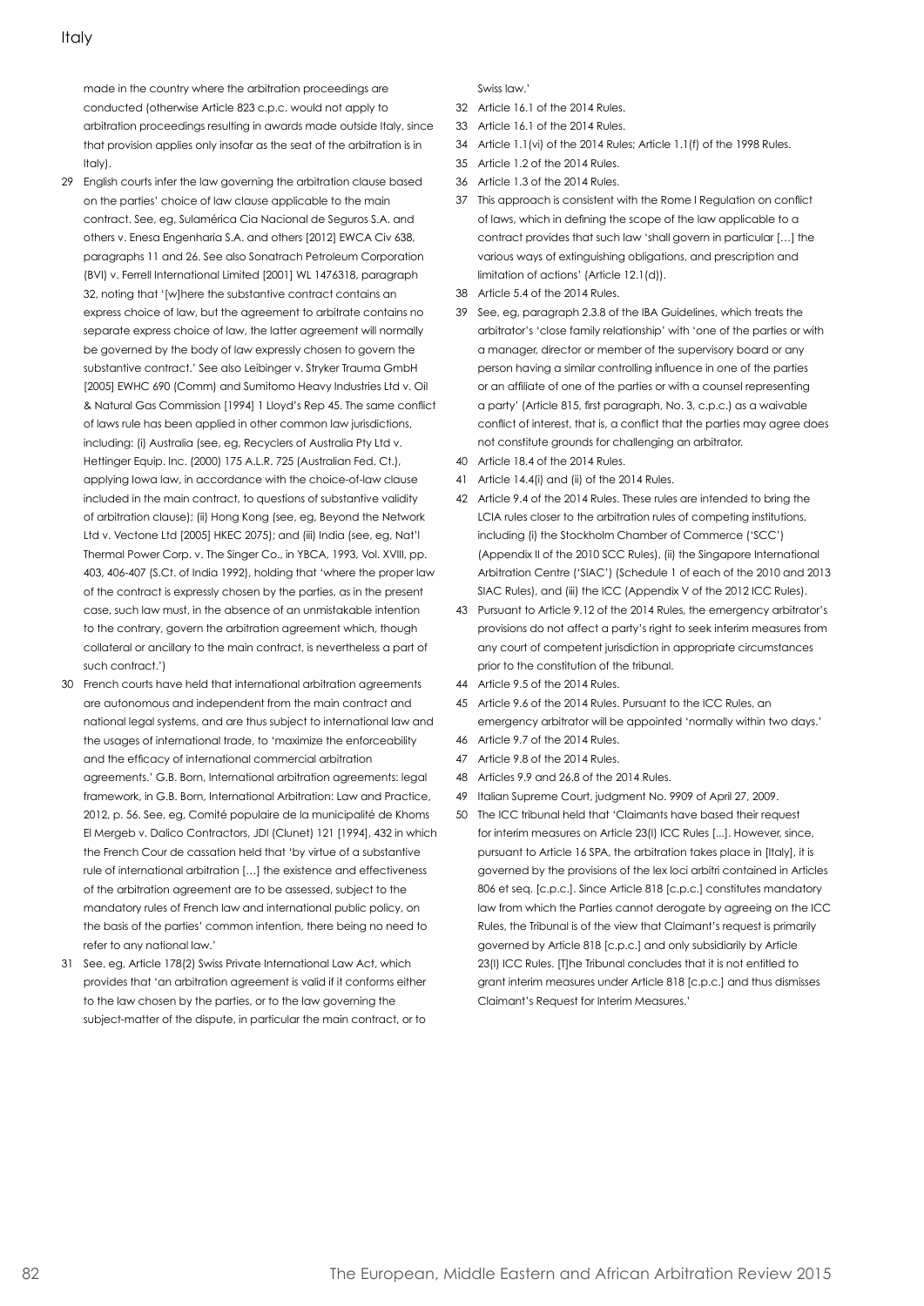made in the country where the arbitration proceedings are conducted (otherwise Article 823 c.p.c. would not apply to arbitration proceedings resulting in awards made outside Italy, since that provision applies only insofar as the seat of the arbitration is in Italy).

29 English courts infer the law governing the arbitration clause based on the parties' choice of law clause applicable to the main contract. See, eg, Sulamérica Cia Nacional de Seguros S.A. and others v. Enesa Engenharia S.A. and others [2012] EWCA Civ 638, paragraphs 11 and 26. See also Sonatrach Petroleum Corporation (BVI) v. Ferrell International Limited [2001] WL 1476318, paragraph 32, noting that '[w]here the substantive contract contains an express choice of law, but the agreement to arbitrate contains no separate express choice of law, the latter agreement will normally be governed by the body of law expressly chosen to govern the substantive contract.' See also Leibinger v. Stryker Trauma GmbH [2005] EWHC 690 (Comm) and Sumitomo Heavy Industries Ltd v. Oil & Natural Gas Commission [1994] 1 Lloyd's Rep 45. The same conflict of laws rule has been applied in other common law jurisdictions, including: (i) Australia (see, eg, Recyclers of Australia Pty Ltd v. Hettinger Equip. Inc. (2000) 175 A.L.R. 725 (Australian Fed. Ct.), applying Iowa law, in accordance with the choice-of-law clause included in the main contract, to questions of substantive validity of arbitration clause); (ii) Hong Kong (see, eg, Beyond the Network Ltd v. Vectone Ltd [2005] HKEC 2075); and (iii) India (see, eg, Nat'l Thermal Power Corp. v. The Singer Co., in YBCA, 1993, Vol. XVIII, pp. 403, 406-407 (S.Ct. of India 1992), holding that 'where the proper law of the contract is expressly chosen by the parties, as in the present case, such law must, in the absence of an unmistakable intention to the contrary, govern the arbitration agreement which, though collateral or ancillary to the main contract, is nevertheless a part of such contract.')

30 French courts have held that international arbitration agreements are autonomous and independent from the main contract and national legal systems, and are thus subject to international law and the usages of international trade, to 'maximize the enforceability and the efficacy of international commercial arbitration agreements.' G.B. Born, International arbitration agreements: legal framework, in G.B. Born, International Arbitration: Law and Practice, 2012, p. 56. See, eg, Comité populaire de la municipalité de Khoms El Mergeb v. Dalico Contractors, JDI (Clunet) 121 [1994], 432 in which the French Cour de cassation held that 'by virtue of a substantive rule of international arbitration […] the existence and effectiveness of the arbitration agreement are to be assessed, subject to the mandatory rules of French law and international public policy, on the basis of the parties' common intention, there being no need to refer to any national law.'

31 See, eg, Article 178(2) Swiss Private International Law Act, which provides that 'an arbitration agreement is valid if it conforms either to the law chosen by the parties, or to the law governing the subject-matter of the dispute, in particular the main contract, or to Swiss law.'

32 Article 16.1 of the 2014 Rules.

33 Article 16.1 of the 2014 Rules.

34 Article 1.1(vi) of the 2014 Rules; Article 1.1(f) of the 1998 Rules.

35 Article 1.2 of the 2014 Rules.

36 Article 1.3 of the 2014 Rules.

37 This approach is consistent with the Rome I Regulation on conflict of laws, which in defining the scope of the law applicable to a contract provides that such law 'shall govern in particular […] the various ways of extinguishing obligations, and prescription and limitation of actions' (Article 12.1(d)).

38 Article 5.4 of the 2014 Rules.

39 See, eg, paragraph 2.3.8 of the IBA Guidelines, which treats the arbitrator's 'close family relationship' with 'one of the parties or with a manager, director or member of the supervisory board or any person having a similar controlling influence in one of the parties or an affiliate of one of the parties or with a counsel representing a party' (Article 815, first paragraph, No. 3, c.p.c.) as a waivable conflict of interest, that is, a conflict that the parties may agree does not constitute grounds for challenging an arbitrator.

40 Article 18.4 of the 2014 Rules.

41 Article 14.4(i) and (ii) of the 2014 Rules.

42 Article 9.4 of the 2014 Rules. These rules are intended to bring the LCIA rules closer to the arbitration rules of competing institutions, including (i) the Stockholm Chamber of Commerce ('SCC') (Appendix II of the 2010 SCC Rules), (ii) the Singapore International Arbitration Centre ('SIAC') (Schedule 1 of each of the 2010 and 2013 SIAC Rules), and (iii) the ICC (Appendix V of the 2012 ICC Rules).

43 Pursuant to Article 9.12 of the 2014 Rules, the emergency arbitrator's provisions do not affect a party's right to seek interim measures from any court of competent jurisdiction in appropriate circumstances prior to the constitution of the tribunal.

44 Article 9.5 of the 2014 Rules.

45 Article 9.6 of the 2014 Rules. Pursuant to the ICC Rules, an emergency arbitrator will be appointed 'normally within two days.'

46 Article 9.7 of the 2014 Rules.

47 Article 9.8 of the 2014 Rules.

48 Articles 9.9 and 26.8 of the 2014 Rules.

49 Italian Supreme Court, judgment No. 9909 of April 27, 2009.

50 The ICC tribunal held that 'Claimants have based their request for interim measures on Article 23(I) ICC Rules [...]. However, since, pursuant to Article 16 SPA, the arbitration takes place in [Italy], it is governed by the provisions of the lex loci arbitri contained in Articles 806 et seq. [c.p.c.]. Since Article 818 [c.p.c.] constitutes mandatory law from which the Parties cannot derogate by agreeing on the ICC Rules, the Tribunal is of the view that Claimant's request is primarily governed by Article 818 [c.p.c.] and only subsidiarily by Article 23(I) ICC Rules. [T]he Tribunal concludes that it is not entitled to grant interim measures under Article 818 [c.p.c.] and thus dismisses Claimant's Request for Interim Measures.'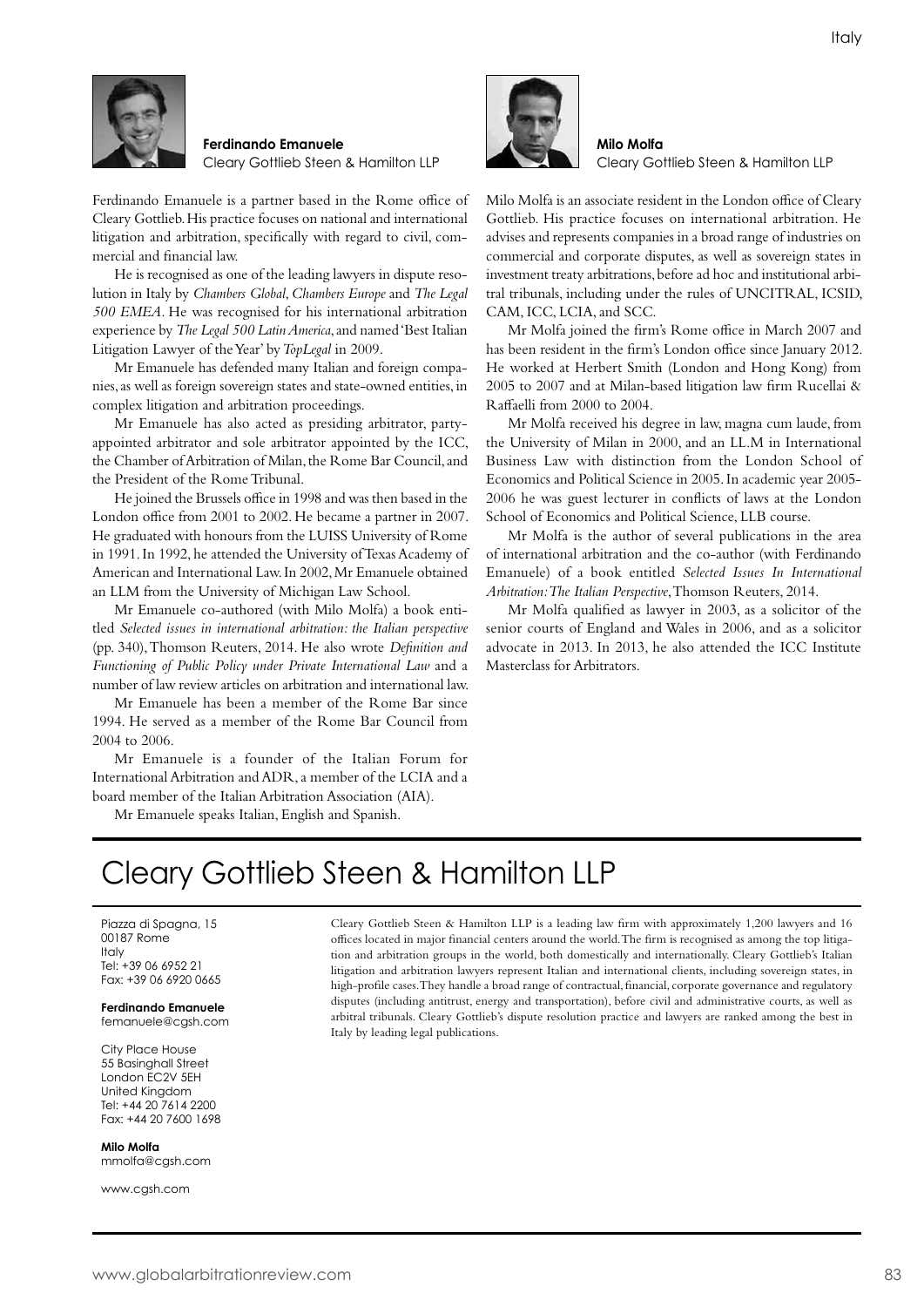**Ferdinando Emanuele**
Cleary Gottlieb Steen & Hamilton LLP

Ferdinando Emanuele is a partner based in the Rome office of Cleary Gottlieb. His practice focuses on national and international litigation and arbitration, specifically with regard to civil, commercial and financial law.

He is recognised as one of the leading lawyers in dispute resolution in Italy by *Chambers Global*, *Chambers Europe* and *The Legal 500 EMEA*. He was recognised for his international arbitration experience by *The Legal 500 Latin America*, and named 'Best Italian Litigation Lawyer of the Year' by *TopLegal* in 2009.

Mr Emanuele has defended many Italian and foreign companies, as well as foreign sovereign states and state-owned entities, in complex litigation and arbitration proceedings.

Mr Emanuele has also acted as presiding arbitrator, party-appointed arbitrator and sole arbitrator appointed by the ICC, the Chamber of Arbitration of Milan, the Rome Bar Council, and the President of the Rome Tribunal.

He joined the Brussels office in 1998 and was then based in the London office from 2001 to 2002. He became a partner in 2007. He graduated with honours from the LUISS University of Rome in 1991. In 1992, he attended the University of Texas Academy of American and International Law. In 2002, Mr Emanuele obtained an LLM from the University of Michigan Law School.

Mr Emanuele co-authored (with Milo Molfa) a book entitled *Selected issues in international arbitration: the Italian perspective* (pp. 340), Thomson Reuters, 2014. He also wrote *Definition and Functioning of Public Policy under Private International Law* and a number of law review articles on arbitration and international law.

Mr Emanuele has been a member of the Rome Bar since 1994. He served as a member of the Rome Bar Council from 2004 to 2006.

Mr Emanuele is a founder of the Italian Forum for International Arbitration and ADR, a member of the LCIA and a board member of the Italian Arbitration Association (AIA).

Mr Emanuele speaks Italian, English and Spanish.

**Milo Molfa**
Cleary Gottlieb Steen & Hamilton LLP

Milo Molfa is an associate resident in the London office of Cleary Gottlieb. His practice focuses on international arbitration. He advises and represents companies in a broad range of industries on commercial and corporate disputes, as well as sovereign states in investment treaty arbitrations, before ad hoc and institutional arbitral tribunals, including under the rules of UNCITRAL, ICSID, CAM, ICC, LCIA, and SCC.

Mr Molfa joined the firm's Rome office in March 2007 and has been resident in the firm's London office since January 2012. He worked at Herbert Smith (London and Hong Kong) from 2005 to 2007 and at Milan-based litigation law firm Rucellai & Raffaelli from 2000 to 2004.

Mr Molfa received his degree in law, magna cum laude, from the University of Milan in 2000, and an LL.M in International Business Law with distinction from the London School of Economics and Political Science in 2005. In academic year 2005-2006 he was guest lecturer in conflicts of laws at the London School of Economics and Political Science, LLB course.

Mr Molfa is the author of several publications in the area of international arbitration and the co-author (with Ferdinando Emanuele) of a book entitled *Selected Issues In International Arbitration: The Italian Perspective*, Thomson Reuters, 2014.

Mr Molfa qualified as lawyer in 2003, as a solicitor of the senior courts of England and Wales in 2006, and as a solicitor advocate in 2013. In 2013, he also attended the ICC Institute Masterclass for Arbitrators.

# Cleary Gottlieb Steen & Hamilton LLP

Piazza di Spagna, 15
00187 Rome
Italy
Tel: +39 06 6952 21
Fax: +39 06 6920 0665

**Ferdinando Emanuele**
femanuele@cgsh.com

City Place House
55 Basinghall Street
London EC2V 5EH
United Kingdom
Tel: +44 20 7614 2200
Fax: +44 20 7600 1698

**Milo Molfa**
mmolfa@cgsh.com

www.cgsh.com

Cleary Gottlieb Steen & Hamilton LLP is a leading law firm with approximately 1,200 lawyers and 16 offices located in major financial centers around the world. The firm is recognised as among the top litigation and arbitration groups in the world, both domestically and internationally. Cleary Gottlieb's Italian litigation and arbitration lawyers represent Italian and international clients, including sovereign states, in high-profile cases. They handle a broad range of contractual, financial, corporate governance and regulatory disputes (including antitrust, energy and transportation), before civil and administrative courts, as well as arbitral tribunals. Cleary Gottlieb's dispute resolution practice and lawyers are ranked among the best in Italy by leading legal publications.